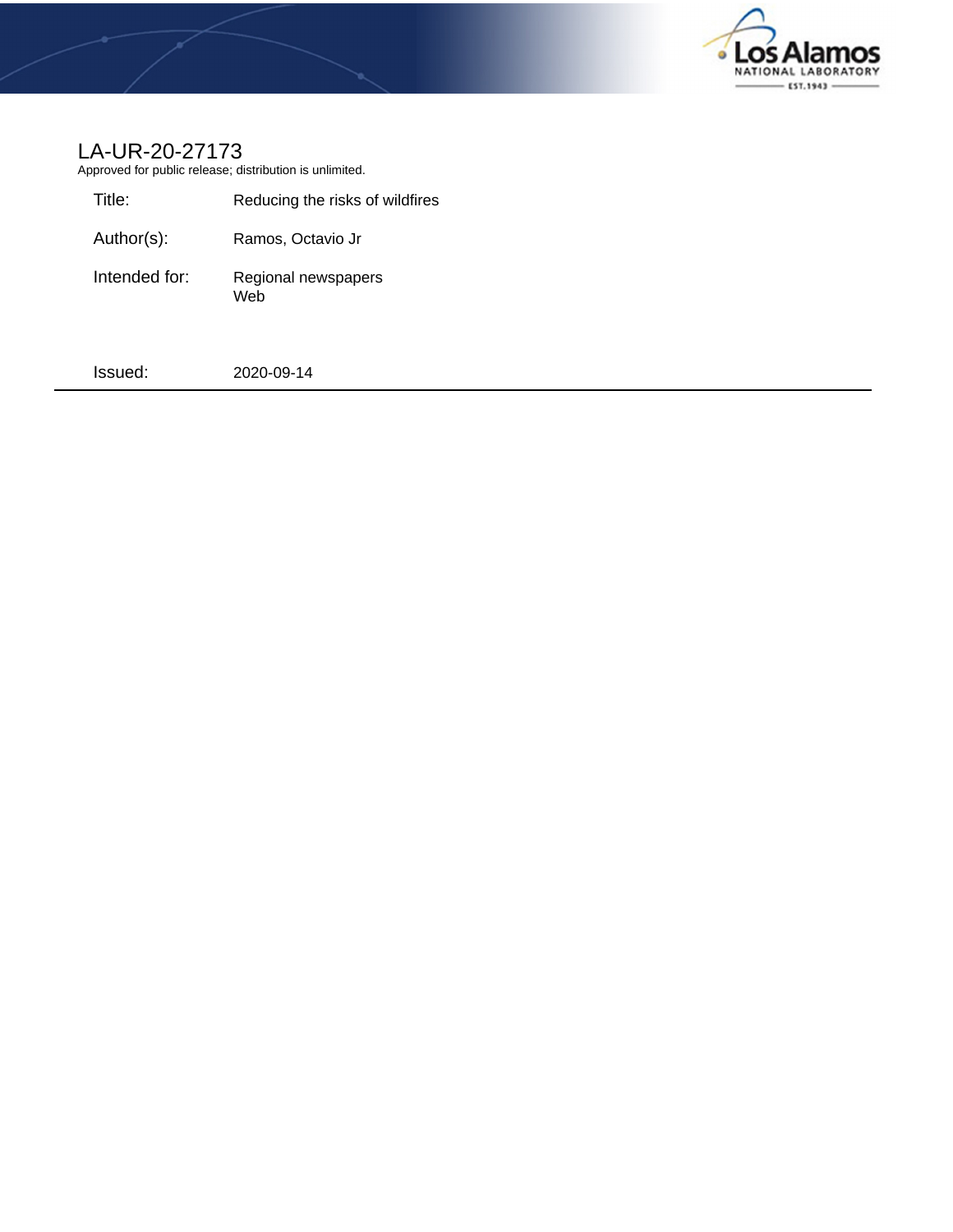LA-UR-20-27173

Approved for public release; distribution is unlimited.

| | |
|---|---|
| Title: | Reducing the risks of wildfires |
| Author(s): | Ramos, Octavio Jr |
| Intended for: | Regional newspapers<br>Web |
| Issued: | 2020-09-14 |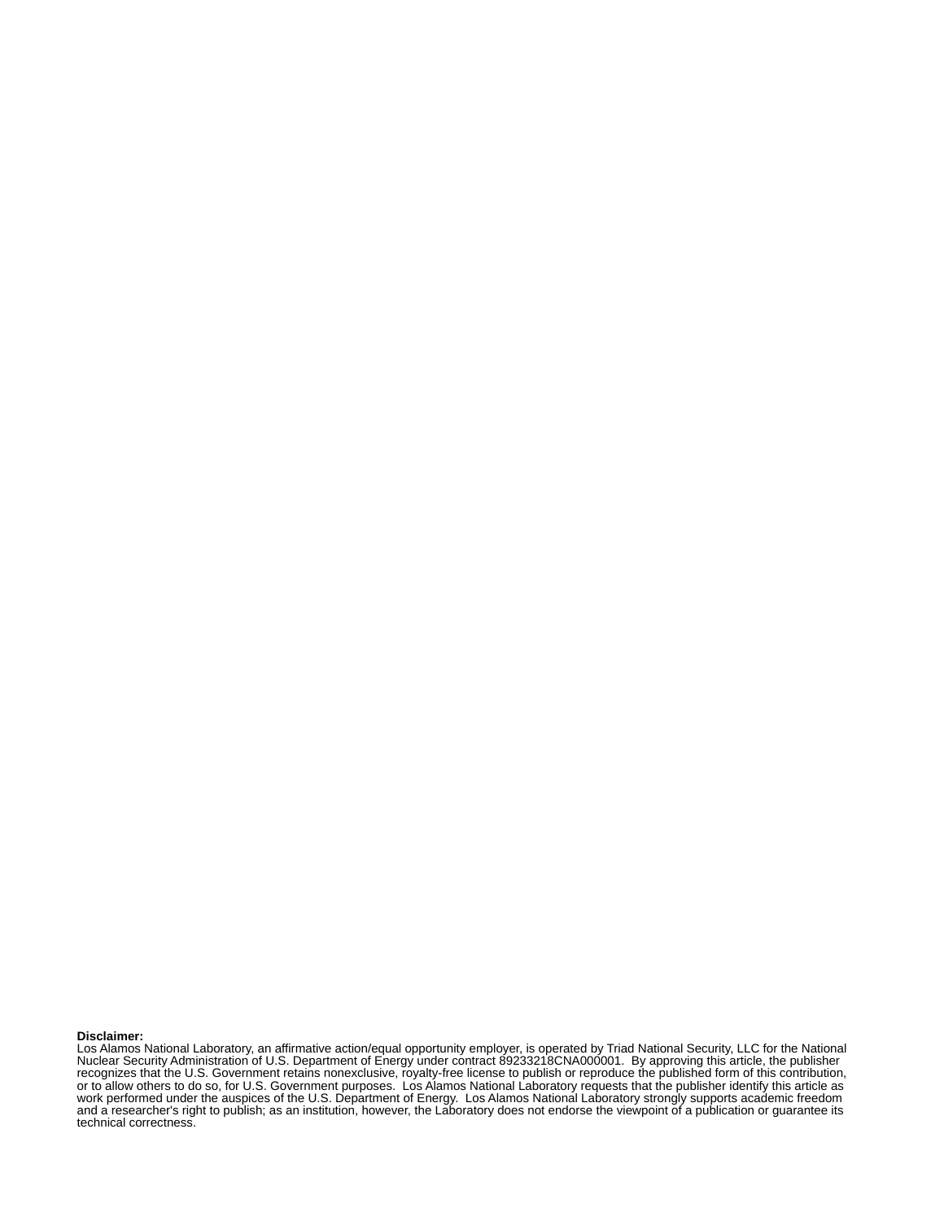**Disclaimer:**
Los Alamos National Laboratory, an affirmative action/equal opportunity employer, is operated by Triad National Security, LLC for the National Nuclear Security Administration of U.S. Department of Energy under contract 89233218CNA000001. By approving this article, the publisher recognizes that the U.S. Government retains nonexclusive, royalty-free license to publish or reproduce the published form of this contribution, or to allow others to do so, for U.S. Government purposes. Los Alamos National Laboratory requests that the publisher identify this article as work performed under the auspices of the U.S. Department of Energy. Los Alamos National Laboratory strongly supports academic freedom and a researcher's right to publish; as an institution, however, the Laboratory does not endorse the viewpoint of a publication or guarantee its technical correctness.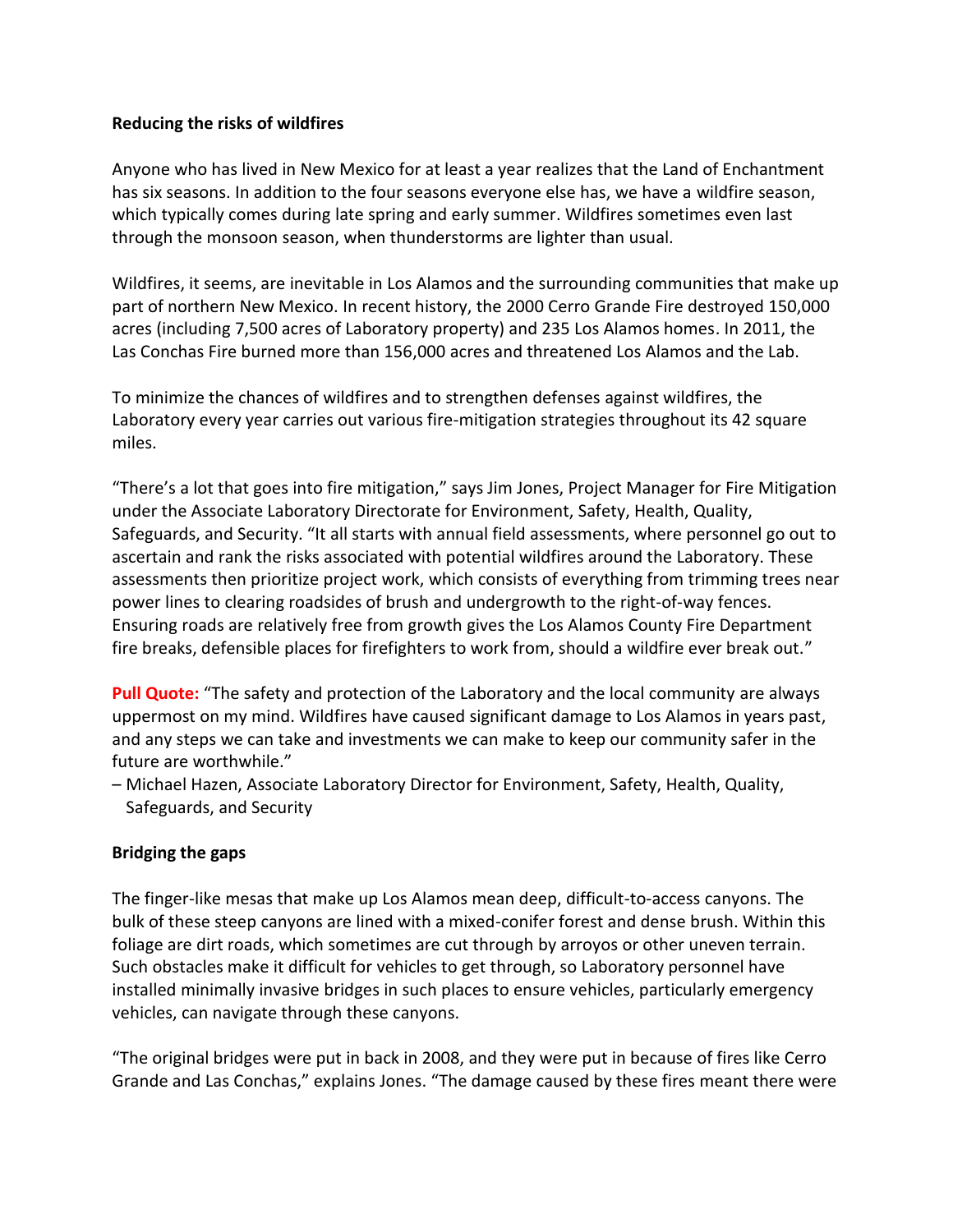**Reducing the risks of wildfires**

Anyone who has lived in New Mexico for at least a year realizes that the Land of Enchantment has six seasons. In addition to the four seasons everyone else has, we have a wildfire season, which typically comes during late spring and early summer. Wildfires sometimes even last through the monsoon season, when thunderstorms are lighter than usual.

Wildfires, it seems, are inevitable in Los Alamos and the surrounding communities that make up part of northern New Mexico. In recent history, the 2000 Cerro Grande Fire destroyed 150,000 acres (including 7,500 acres of Laboratory property) and 235 Los Alamos homes. In 2011, the Las Conchas Fire burned more than 156,000 acres and threatened Los Alamos and the Lab.

To minimize the chances of wildfires and to strengthen defenses against wildfires, the Laboratory every year carries out various fire-mitigation strategies throughout its 42 square miles.

"There's a lot that goes into fire mitigation," says Jim Jones, Project Manager for Fire Mitigation under the Associate Laboratory Directorate for Environment, Safety, Health, Quality, Safeguards, and Security. "It all starts with annual field assessments, where personnel go out to ascertain and rank the risks associated with potential wildfires around the Laboratory. These assessments then prioritize project work, which consists of everything from trimming trees near power lines to clearing roadsides of brush and undergrowth to the right-of-way fences. Ensuring roads are relatively free from growth gives the Los Alamos County Fire Department fire breaks, defensible places for firefighters to work from, should a wildfire ever break out."

**Pull Quote:** "The safety and protection of the Laboratory and the local community are always uppermost on my mind. Wildfires have caused significant damage to Los Alamos in years past, and any steps we can take and investments we can make to keep our community safer in the future are worthwhile."
– Michael Hazen, Associate Laboratory Director for Environment, Safety, Health, Quality, Safeguards, and Security

**Bridging the gaps**

The finger-like mesas that make up Los Alamos mean deep, difficult-to-access canyons. The bulk of these steep canyons are lined with a mixed-conifer forest and dense brush. Within this foliage are dirt roads, which sometimes are cut through by arroyos or other uneven terrain. Such obstacles make it difficult for vehicles to get through, so Laboratory personnel have installed minimally invasive bridges in such places to ensure vehicles, particularly emergency vehicles, can navigate through these canyons.

"The original bridges were put in back in 2008, and they were put in because of fires like Cerro Grande and Las Conchas," explains Jones. "The damage caused by these fires meant there were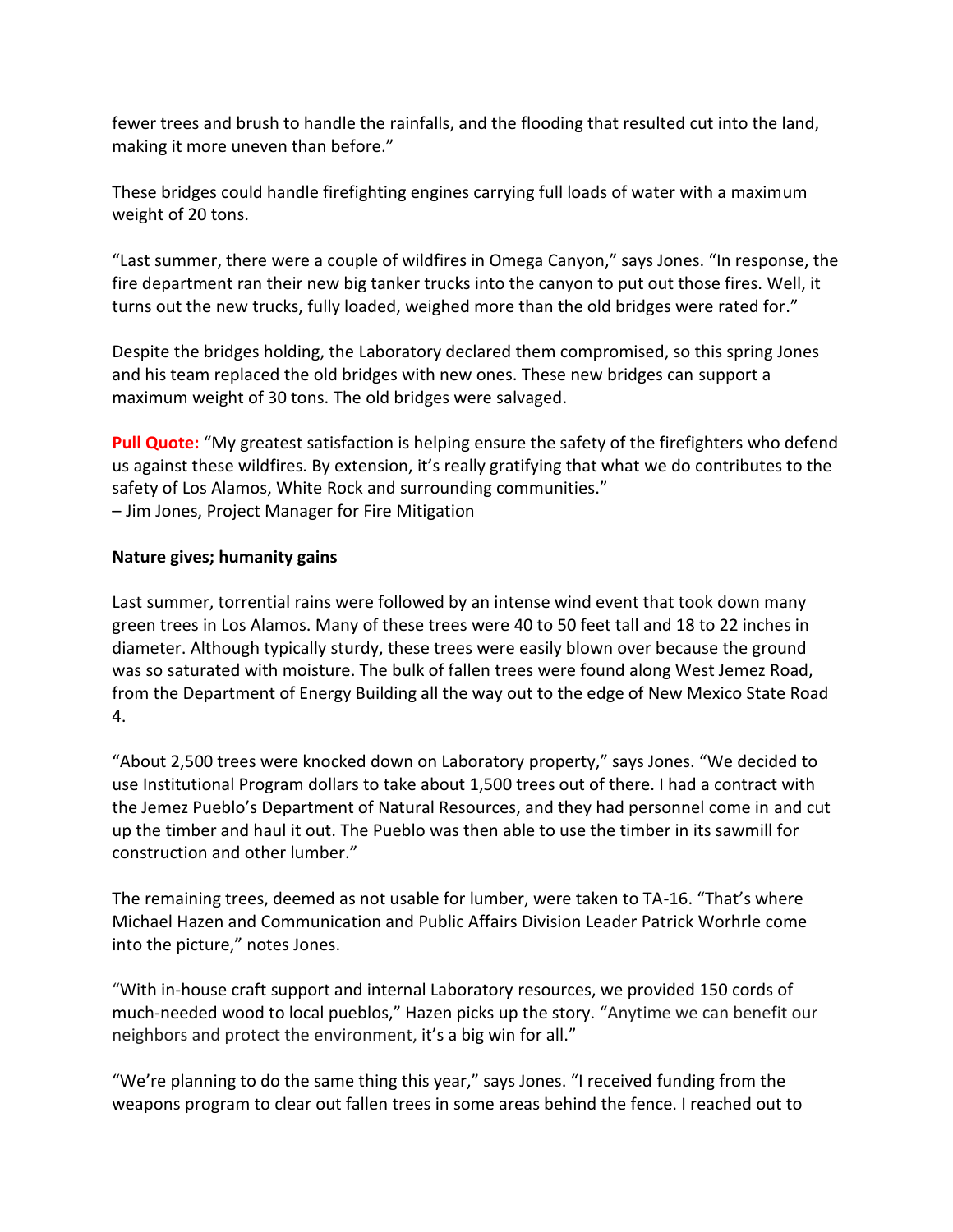fewer trees and brush to handle the rainfalls, and the flooding that resulted cut into the land, making it more uneven than before."

These bridges could handle firefighting engines carrying full loads of water with a maximum weight of 20 tons.

"Last summer, there were a couple of wildfires in Omega Canyon," says Jones. "In response, the fire department ran their new big tanker trucks into the canyon to put out those fires. Well, it turns out the new trucks, fully loaded, weighed more than the old bridges were rated for."

Despite the bridges holding, the Laboratory declared them compromised, so this spring Jones and his team replaced the old bridges with new ones. These new bridges can support a maximum weight of 30 tons. The old bridges were salvaged.

**Pull Quote:** "My greatest satisfaction is helping ensure the safety of the firefighters who defend us against these wildfires. By extension, it's really gratifying that what we do contributes to the safety of Los Alamos, White Rock and surrounding communities."
– Jim Jones, Project Manager for Fire Mitigation

**Nature gives; humanity gains**

Last summer, torrential rains were followed by an intense wind event that took down many green trees in Los Alamos. Many of these trees were 40 to 50 feet tall and 18 to 22 inches in diameter. Although typically sturdy, these trees were easily blown over because the ground was so saturated with moisture. The bulk of fallen trees were found along West Jemez Road, from the Department of Energy Building all the way out to the edge of New Mexico State Road 4.

"About 2,500 trees were knocked down on Laboratory property," says Jones. "We decided to use Institutional Program dollars to take about 1,500 trees out of there. I had a contract with the Jemez Pueblo's Department of Natural Resources, and they had personnel come in and cut up the timber and haul it out. The Pueblo was then able to use the timber in its sawmill for construction and other lumber."

The remaining trees, deemed as not usable for lumber, were taken to TA-16. "That's where Michael Hazen and Communication and Public Affairs Division Leader Patrick Worhrle come into the picture," notes Jones.

"With in-house craft support and internal Laboratory resources, we provided 150 cords of much-needed wood to local pueblos," Hazen picks up the story. "Anytime we can benefit our neighbors and protect the environment, it's a big win for all."

"We're planning to do the same thing this year," says Jones. "I received funding from the weapons program to clear out fallen trees in some areas behind the fence. I reached out to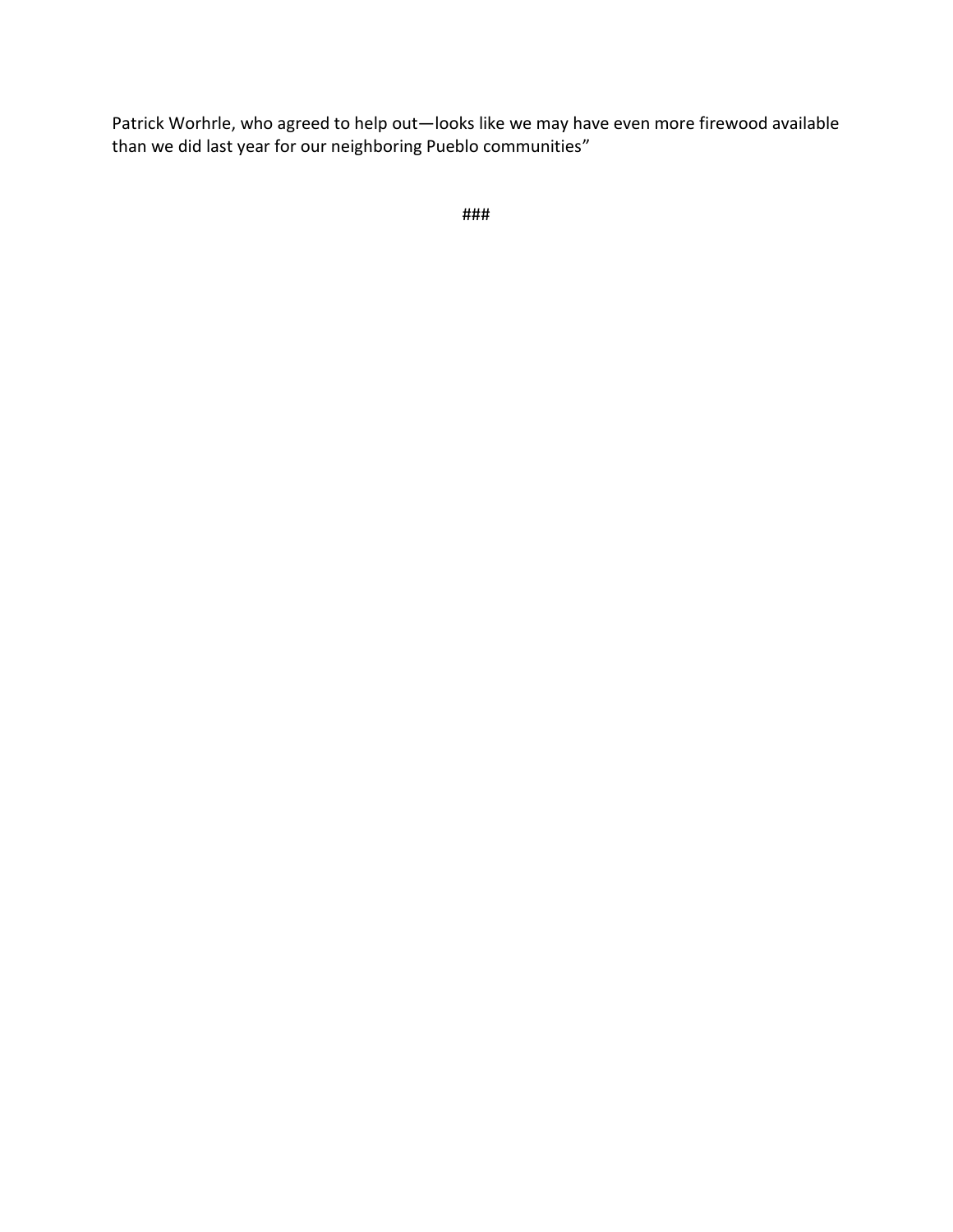Patrick Worhrle, who agreed to help out—looks like we may have even more firewood available than we did last year for our neighboring Pueblo communities”

###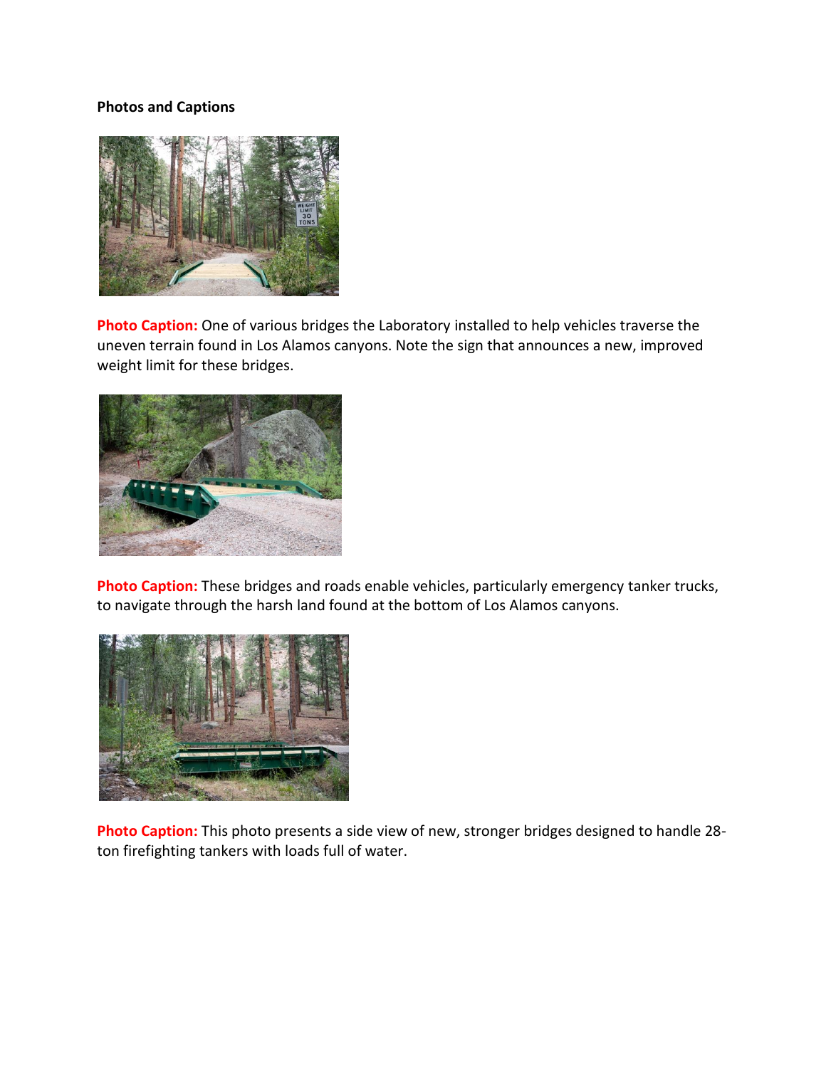**Photos and Captions**

**Photo Caption:** One of various bridges the Laboratory installed to help vehicles traverse the uneven terrain found in Los Alamos canyons. Note the sign that announces a new, improved weight limit for these bridges.

**Photo Caption:** These bridges and roads enable vehicles, particularly emergency tanker trucks, to navigate through the harsh land found at the bottom of Los Alamos canyons.

**Photo Caption:** This photo presents a side view of new, stronger bridges designed to handle 28-ton firefighting tankers with loads full of water.